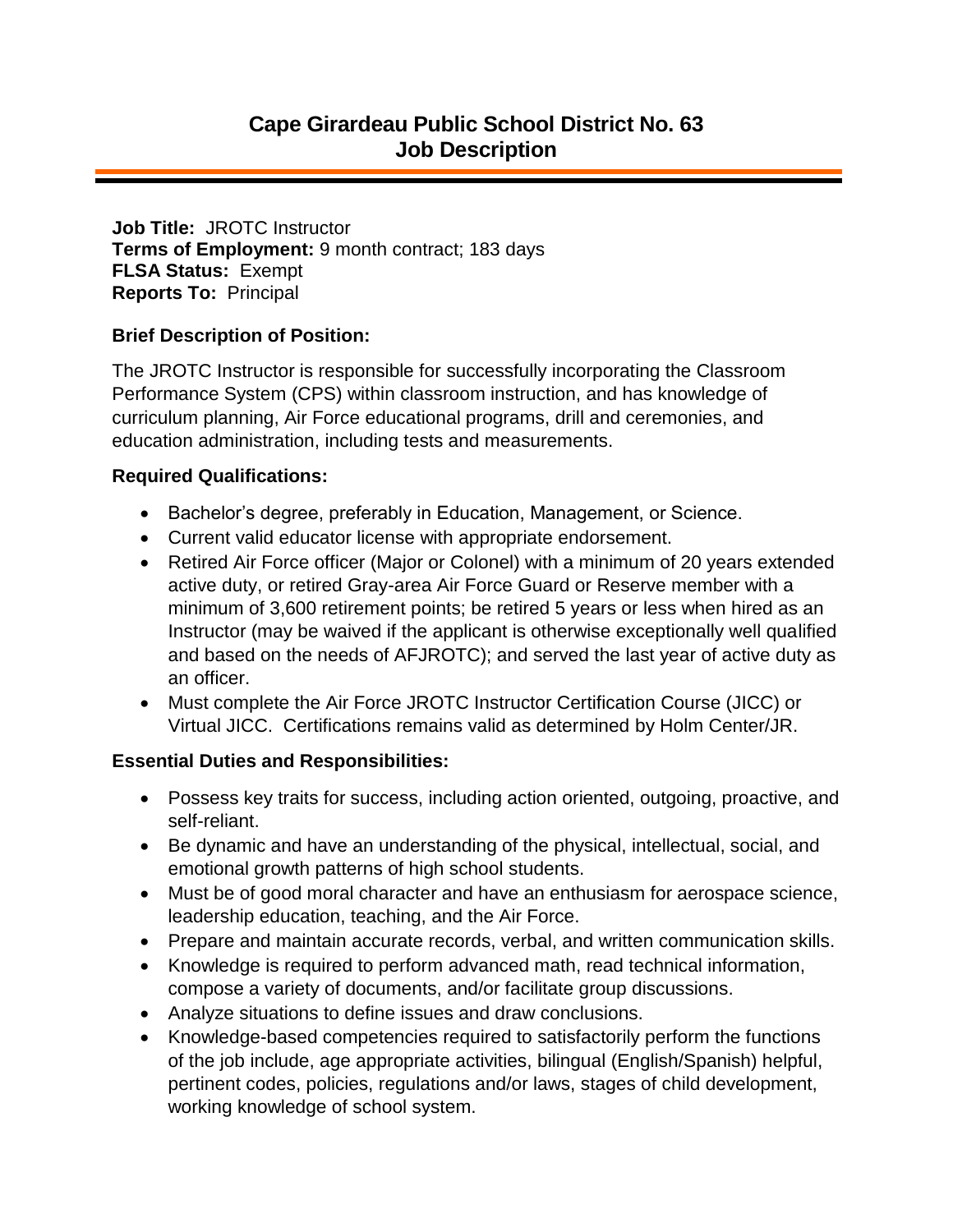# Cape Girardeau Public School District No. 63
# Job Description

**Job Title:** JROTC Instructor
**Terms of Employment:** 9 month contract; 183 days
**FLSA Status:** Exempt
**Reports To:** Principal

**Brief Description of Position:**

The JROTC Instructor is responsible for successfully incorporating the Classroom Performance System (CPS) within classroom instruction, and has knowledge of curriculum planning, Air Force educational programs, drill and ceremonies, and education administration, including tests and measurements.

**Required Qualifications:**

- Bachelor's degree, preferably in Education, Management, or Science.
- Current valid educator license with appropriate endorsement.
- Retired Air Force officer (Major or Colonel) with a minimum of 20 years extended active duty, or retired Gray-area Air Force Guard or Reserve member with a minimum of 3,600 retirement points; be retired 5 years or less when hired as an Instructor (may be waived if the applicant is otherwise exceptionally well qualified and based on the needs of AFJROTC); and served the last year of active duty as an officer.
- Must complete the Air Force JROTC Instructor Certification Course (JICC) or Virtual JICC. Certifications remains valid as determined by Holm Center/JR.

**Essential Duties and Responsibilities:**

- Possess key traits for success, including action oriented, outgoing, proactive, and self-reliant.
- Be dynamic and have an understanding of the physical, intellectual, social, and emotional growth patterns of high school students.
- Must be of good moral character and have an enthusiasm for aerospace science, leadership education, teaching, and the Air Force.
- Prepare and maintain accurate records, verbal, and written communication skills.
- Knowledge is required to perform advanced math, read technical information, compose a variety of documents, and/or facilitate group discussions.
- Analyze situations to define issues and draw conclusions.
- Knowledge-based competencies required to satisfactorily perform the functions of the job include, age appropriate activities, bilingual (English/Spanish) helpful, pertinent codes, policies, regulations and/or laws, stages of child development, working knowledge of school system.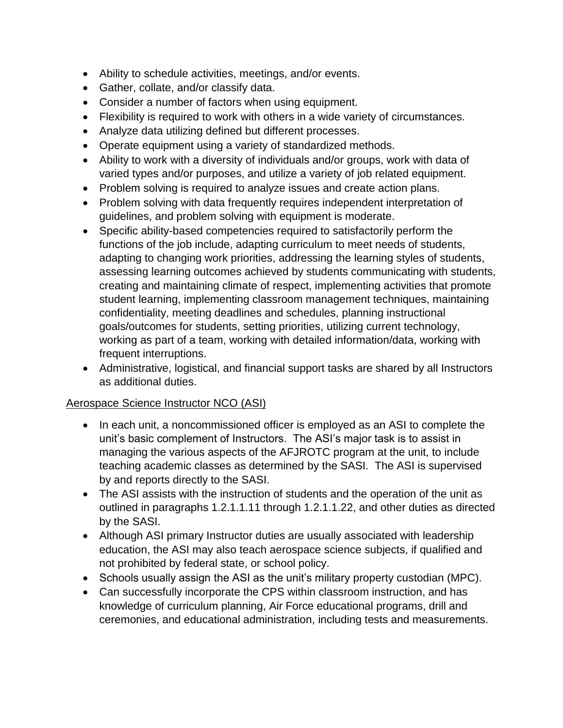- Ability to schedule activities, meetings, and/or events.
- Gather, collate, and/or classify data.
- Consider a number of factors when using equipment.
- Flexibility is required to work with others in a wide variety of circumstances.
- Analyze data utilizing defined but different processes.
- Operate equipment using a variety of standardized methods.
- Ability to work with a diversity of individuals and/or groups, work with data of varied types and/or purposes, and utilize a variety of job related equipment.
- Problem solving is required to analyze issues and create action plans.
- Problem solving with data frequently requires independent interpretation of guidelines, and problem solving with equipment is moderate.
- Specific ability-based competencies required to satisfactorily perform the functions of the job include, adapting curriculum to meet needs of students, adapting to changing work priorities, addressing the learning styles of students, assessing learning outcomes achieved by students communicating with students, creating and maintaining climate of respect, implementing activities that promote student learning, implementing classroom management techniques, maintaining confidentiality, meeting deadlines and schedules, planning instructional goals/outcomes for students, setting priorities, utilizing current technology, working as part of a team, working with detailed information/data, working with frequent interruptions.
- Administrative, logistical, and financial support tasks are shared by all Instructors as additional duties.

<u>Aerospace Science Instructor NCO (ASI)</u>

- In each unit, a noncommissioned officer is employed as an ASI to complete the unit's basic complement of Instructors. The ASI's major task is to assist in managing the various aspects of the AFJROTC program at the unit, to include teaching academic classes as determined by the SASI. The ASI is supervised by and reports directly to the SASI.
- The ASI assists with the instruction of students and the operation of the unit as outlined in paragraphs 1.2.1.1.11 through 1.2.1.1.22, and other duties as directed by the SASI.
- Although ASI primary Instructor duties are usually associated with leadership education, the ASI may also teach aerospace science subjects, if qualified and not prohibited by federal state, or school policy.
- Schools usually assign the ASI as the unit's military property custodian (MPC).
- Can successfully incorporate the CPS within classroom instruction, and has knowledge of curriculum planning, Air Force educational programs, drill and ceremonies, and educational administration, including tests and measurements.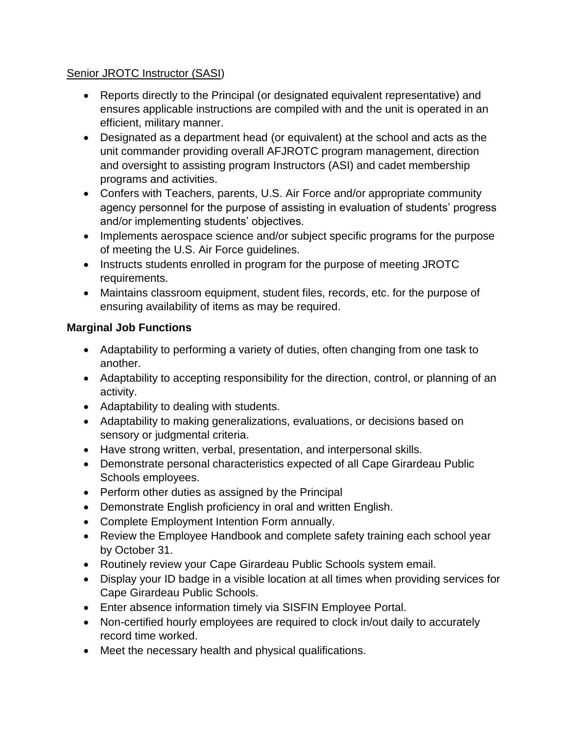Senior JROTC Instructor (SASI)

- Reports directly to the Principal (or designated equivalent representative) and ensures applicable instructions are compiled with and the unit is operated in an efficient, military manner.
- Designated as a department head (or equivalent) at the school and acts as the unit commander providing overall AFJROTC program management, direction and oversight to assisting program Instructors (ASI) and cadet membership programs and activities.
- Confers with Teachers, parents, U.S. Air Force and/or appropriate community agency personnel for the purpose of assisting in evaluation of students' progress and/or implementing students' objectives.
- Implements aerospace science and/or subject specific programs for the purpose of meeting the U.S. Air Force guidelines.
- Instructs students enrolled in program for the purpose of meeting JROTC requirements.
- Maintains classroom equipment, student files, records, etc. for the purpose of ensuring availability of items as may be required.

**Marginal Job Functions**

- Adaptability to performing a variety of duties, often changing from one task to another.
- Adaptability to accepting responsibility for the direction, control, or planning of an activity.
- Adaptability to dealing with students.
- Adaptability to making generalizations, evaluations, or decisions based on sensory or judgmental criteria.
- Have strong written, verbal, presentation, and interpersonal skills.
- Demonstrate personal characteristics expected of all Cape Girardeau Public Schools employees.
- Perform other duties as assigned by the Principal
- Demonstrate English proficiency in oral and written English.
- Complete Employment Intention Form annually.
- Review the Employee Handbook and complete safety training each school year by October 31.
- Routinely review your Cape Girardeau Public Schools system email.
- Display your ID badge in a visible location at all times when providing services for Cape Girardeau Public Schools.
- Enter absence information timely via SISFIN Employee Portal.
- Non-certified hourly employees are required to clock in/out daily to accurately record time worked.
- Meet the necessary health and physical qualifications.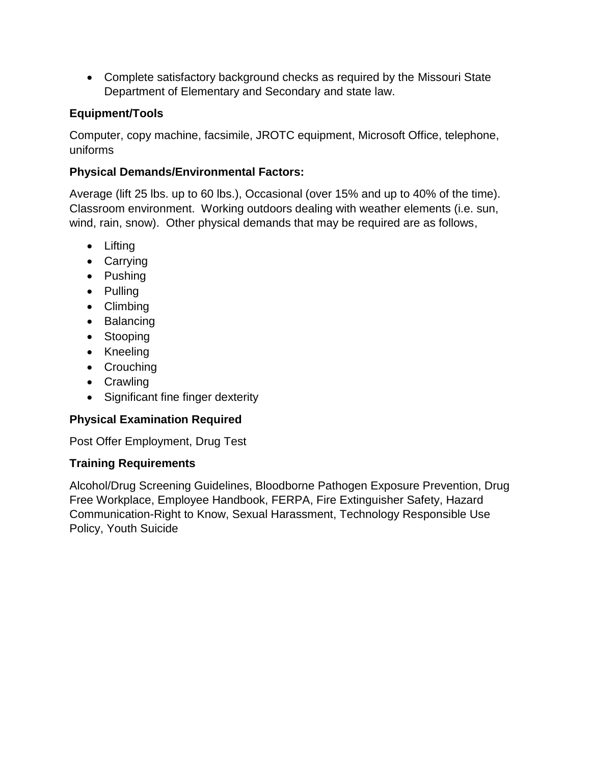- Complete satisfactory background checks as required by the Missouri State Department of Elementary and Secondary and state law.

**Equipment/Tools**

Computer, copy machine, facsimile, JROTC equipment, Microsoft Office, telephone, uniforms

**Physical Demands/Environmental Factors:**

Average (lift 25 lbs. up to 60 lbs.), Occasional (over 15% and up to 40% of the time). Classroom environment. Working outdoors dealing with weather elements (i.e. sun, wind, rain, snow). Other physical demands that may be required are as follows,

- Lifting
- Carrying
- Pushing
- Pulling
- Climbing
- Balancing
- Stooping
- Kneeling
- Crouching
- Crawling
- Significant fine finger dexterity

**Physical Examination Required**

Post Offer Employment, Drug Test

**Training Requirements**

Alcohol/Drug Screening Guidelines, Bloodborne Pathogen Exposure Prevention, Drug Free Workplace, Employee Handbook, FERPA, Fire Extinguisher Safety, Hazard Communication-Right to Know, Sexual Harassment, Technology Responsible Use Policy, Youth Suicide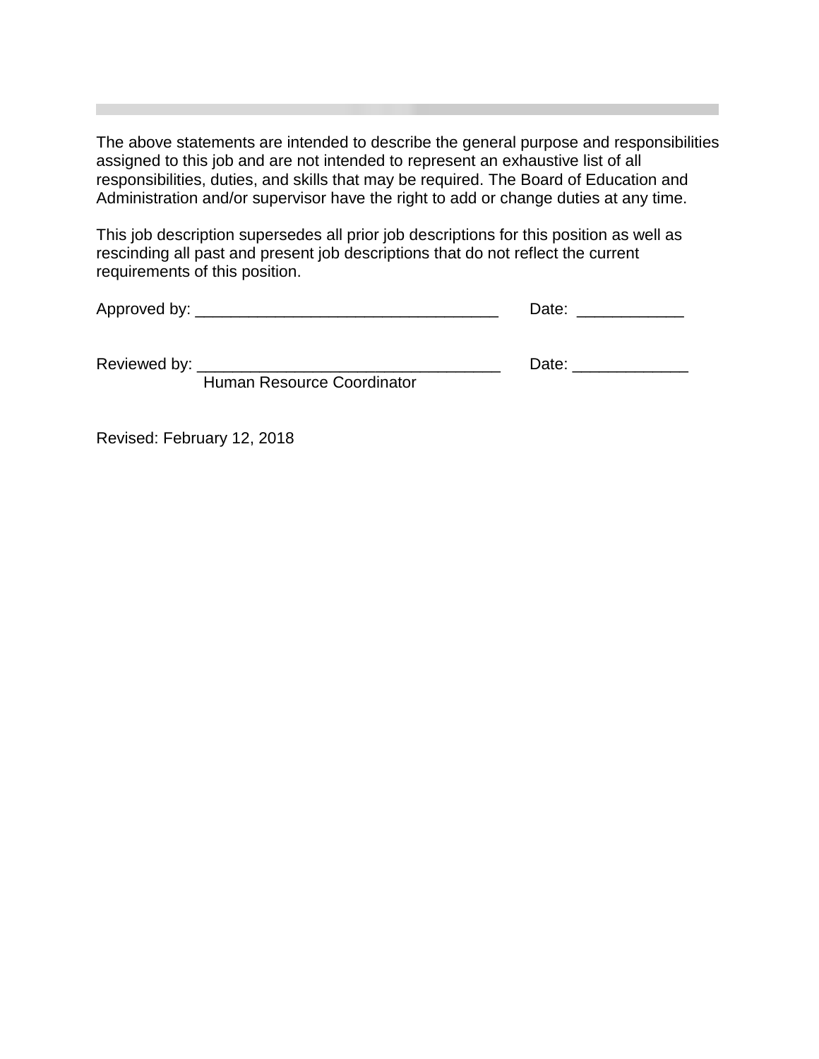---

The above statements are intended to describe the general purpose and responsibilities assigned to this job and are not intended to represent an exhaustive list of all responsibilities, duties, and skills that may be required. The Board of Education and Administration and/or supervisor have the right to add or change duties at any time.

This job description supersedes all prior job descriptions for this position as well as rescinding all past and present job descriptions that do not reflect the current requirements of this position.

Approved by: ___________________________________ Date: ____________

Reviewed by: __________________________________ Date: _____________
Human Resource Coordinator

Revised: February 12, 2018